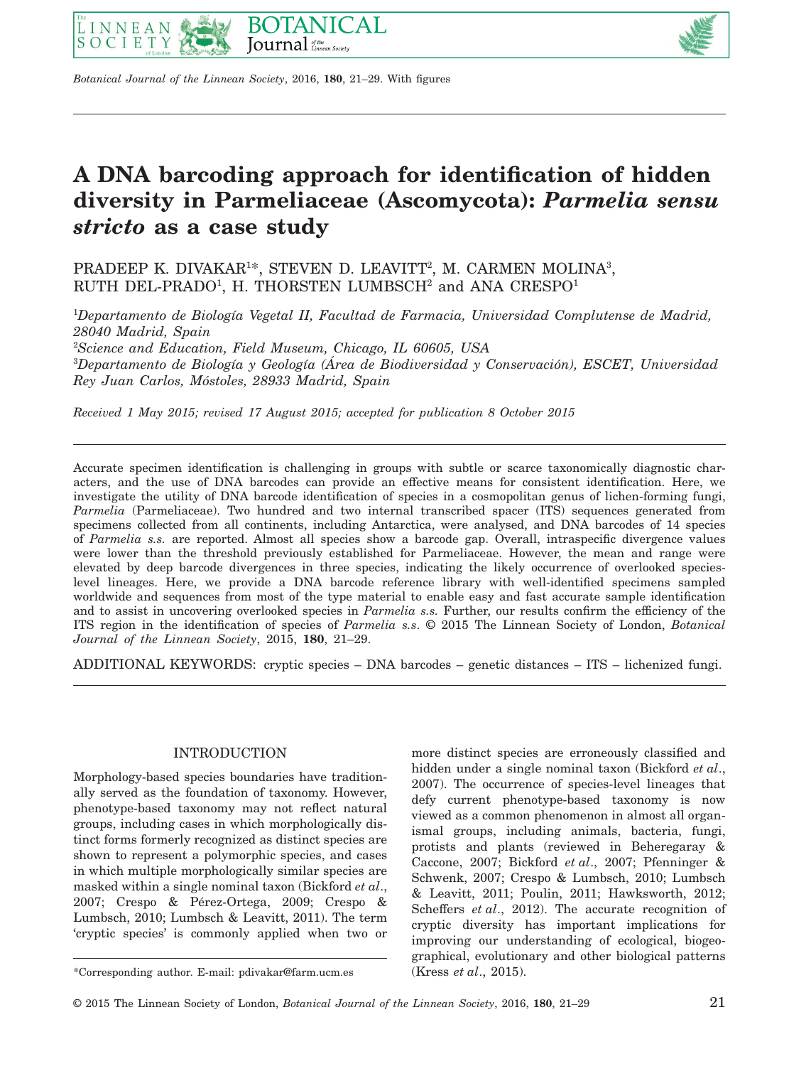# A DNA barcoding approach for identification of hidden diversity in Parmeliaceae (Ascomycota): *Parmelia sensu stricto* as a case study

PRADEEP K. DIVAKAR[1]*, STEVEN D. LEAVITT[2], M. CARMEN MOLINA[3], RUTH DEL-PRADO[1], H. THORSTEN LUMBSCH[2] and ANA CRESPO[1]

[1]*Departamento de Biología Vegetal II, Facultad de Farmacia, Universidad Complutense de Madrid, 28040 Madrid, Spain*

[2]*Science and Education, Field Museum, Chicago, IL 60605, USA*

[3]*Departamento de Biología y Geología (Área de Biodiversidad y Conservación), ESCET, Universidad Rey Juan Carlos, Móstoles, 28933 Madrid, Spain*

*Received 1 May 2015; revised 17 August 2015; accepted for publication 8 October 2015*

Accurate specimen identification is challenging in groups with subtle or scarce taxonomically diagnostic characters, and the use of DNA barcodes can provide an effective means for consistent identification. Here, we investigate the utility of DNA barcode identification of species in a cosmopolitan genus of lichen-forming fungi, *Parmelia* (Parmeliaceae). Two hundred and two internal transcribed spacer (ITS) sequences generated from specimens collected from all continents, including Antarctica, were analysed, and DNA barcodes of 14 species of *Parmelia s.s.* are reported. Almost all species show a barcode gap. Overall, intraspecific divergence values were lower than the threshold previously established for Parmeliaceae. However, the mean and range were elevated by deep barcode divergences in three species, indicating the likely occurrence of overlooked species-level lineages. Here, we provide a DNA barcode reference library with well-identified specimens sampled worldwide and sequences from most of the type material to enable easy and fast accurate sample identification and to assist in uncovering overlooked species in *Parmelia s.s.* Further, our results confirm the efficiency of the ITS region in the identification of species of *Parmelia s.s*. © 2015 The Linnean Society of London, *Botanical Journal of the Linnean Society*, 2015, **180**, 21–29.

ADDITIONAL KEYWORDS: cryptic species – DNA barcodes – genetic distances – ITS – lichenized fungi.

## INTRODUCTION

Morphology-based species boundaries have traditionally served as the foundation of taxonomy. However, phenotype-based taxonomy may not reflect natural groups, including cases in which morphologically distinct forms formerly recognized as distinct species are shown to represent a polymorphic species, and cases in which multiple morphologically similar species are masked within a single nominal taxon (Bickford *et al*., 2007; Crespo & Pérez-Ortega, 2009; Crespo & Lumbsch, 2010; Lumbsch & Leavitt, 2011). The term 'cryptic species' is commonly applied when two or more distinct species are erroneously classified and hidden under a single nominal taxon (Bickford *et al*., 2007). The occurrence of species-level lineages that defy current phenotype-based taxonomy is now viewed as a common phenomenon in almost all organismal groups, including animals, bacteria, fungi, protists and plants (reviewed in Beheregaray & Caccone, 2007; Bickford *et al*., 2007; Pfenninger & Schwenk, 2007; Crespo & Lumbsch, 2010; Lumbsch & Leavitt, 2011; Poulin, 2011; Hawksworth, 2012; Scheffers *et al*., 2012). The accurate recognition of cryptic diversity has important implications for improving our understanding of ecological, biogeographical, evolutionary and other biological patterns (Kress *et al*., 2015).

*Corresponding author. E-mail: pdivakar@farm.ucm.es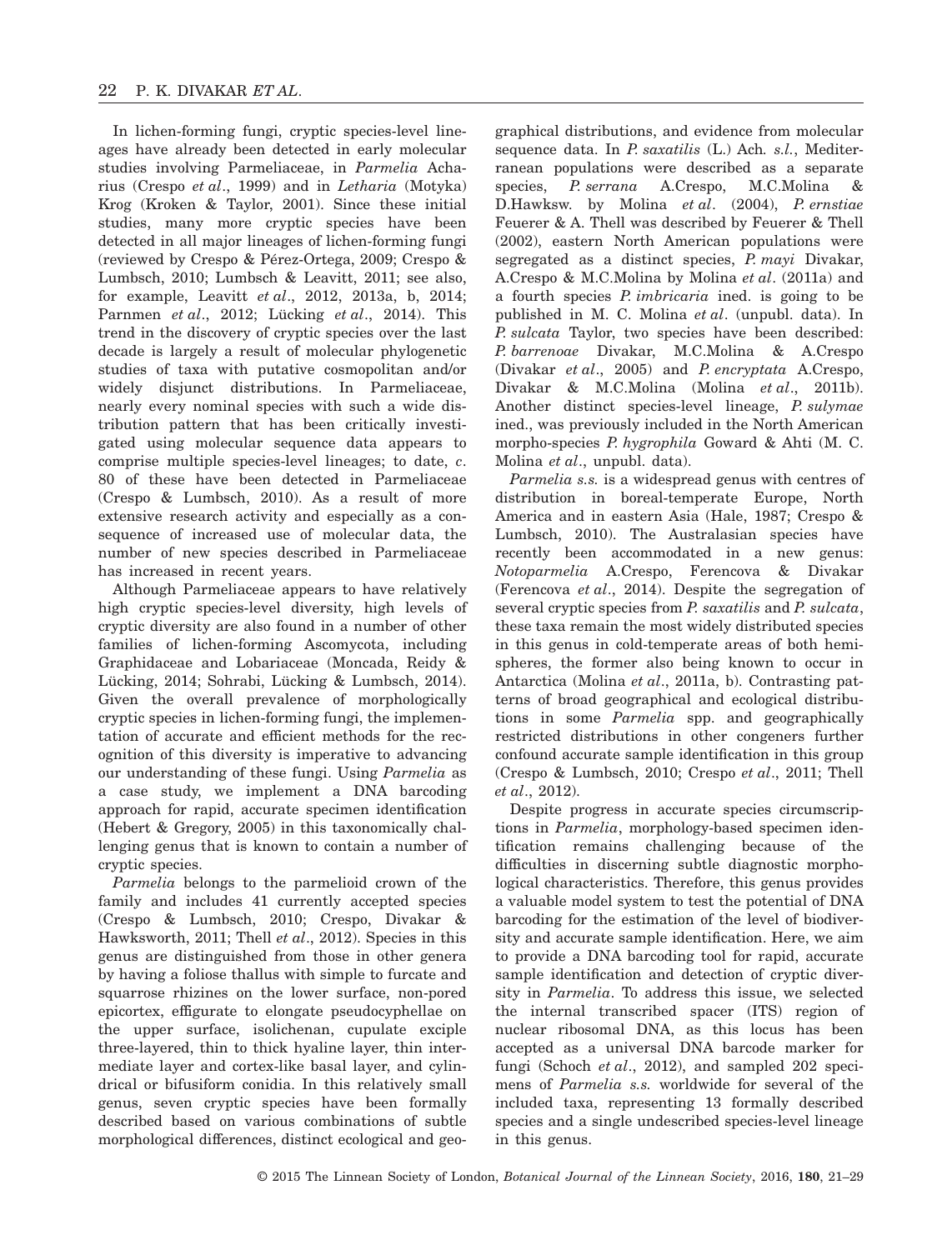In lichen-forming fungi, cryptic species-level lineages have already been detected in early molecular studies involving Parmeliaceae, in *Parmelia* Acharius (Crespo *et al*., 1999) and in *Letharia* (Motyka) Krog (Kroken & Taylor, 2001). Since these initial studies, many more cryptic species have been detected in all major lineages of lichen-forming fungi (reviewed by Crespo & Pérez-Ortega, 2009; Crespo & Lumbsch, 2010; Lumbsch & Leavitt, 2011; see also, for example, Leavitt *et al*., 2012, 2013a, b, 2014; Parnmen *et al*., 2012; Lücking *et al*., 2014). This trend in the discovery of cryptic species over the last decade is largely a result of molecular phylogenetic studies of taxa with putative cosmopolitan and/or widely disjunct distributions. In Parmeliaceae, nearly every nominal species with such a wide distribution pattern that has been critically investigated using molecular sequence data appears to comprise multiple species-level lineages; to date, *c*. 80 of these have been detected in Parmeliaceae (Crespo & Lumbsch, 2010). As a result of more extensive research activity and especially as a consequence of increased use of molecular data, the number of new species described in Parmeliaceae has increased in recent years.

Although Parmeliaceae appears to have relatively high cryptic species-level diversity, high levels of cryptic diversity are also found in a number of other families of lichen-forming Ascomycota, including Graphidaceae and Lobariaceae (Moncada, Reidy & Lücking, 2014; Sohrabi, Lücking & Lumbsch, 2014). Given the overall prevalence of morphologically cryptic species in lichen-forming fungi, the implementation of accurate and efficient methods for the recognition of this diversity is imperative to advancing our understanding of these fungi. Using *Parmelia* as a case study, we implement a DNA barcoding approach for rapid, accurate specimen identification (Hebert & Gregory, 2005) in this taxonomically challenging genus that is known to contain a number of cryptic species.

*Parmelia* belongs to the parmelioid crown of the family and includes 41 currently accepted species (Crespo & Lumbsch, 2010; Crespo, Divakar & Hawksworth, 2011; Thell *et al*., 2012). Species in this genus are distinguished from those in other genera by having a foliose thallus with simple to furcate and squarrose rhizines on the lower surface, non-pored epicortex, effigurate to elongate pseudocyphellae on the upper surface, isolichenan, cupulate exciple three-layered, thin to thick hyaline layer, thin intermediate layer and cortex-like basal layer, and cylindrical or bifusiform conidia. In this relatively small genus, seven cryptic species have been formally described based on various combinations of subtle morphological differences, distinct ecological and geographical distributions, and evidence from molecular sequence data. In *P. saxatilis* (L.) Ach. *s.l.*, Mediterranean populations were described as a separate species, *P. serrana* A.Crespo, M.C.Molina & D.Hawksw. by Molina *et al*. (2004), *P. ernstiae* Feuerer & A. Thell was described by Feuerer & Thell (2002), eastern North American populations were segregated as a distinct species, *P. mayi* Divakar, A.Crespo & M.C.Molina by Molina *et al*. (2011a) and a fourth species *P. imbricaria* ined. is going to be published in M. C. Molina *et al*. (unpubl. data). In *P. sulcata* Taylor, two species have been described: *P. barrenoae* Divakar, M.C.Molina & A.Crespo (Divakar *et al*., 2005) and *P. encryptata* A.Crespo, Divakar & M.C.Molina (Molina *et al*., 2011b). Another distinct species-level lineage, *P. sulymae* ined., was previously included in the North American morpho-species *P. hygrophila* Goward & Ahti (M. C. Molina *et al*., unpubl. data).

*Parmelia s.s.* is a widespread genus with centres of distribution in boreal-temperate Europe, North America and in eastern Asia (Hale, 1987; Crespo & Lumbsch, 2010). The Australasian species have recently been accommodated in a new genus: *Notoparmelia* A.Crespo, Ferencova & Divakar (Ferencova *et al*., 2014). Despite the segregation of several cryptic species from *P. saxatilis* and *P. sulcata*, these taxa remain the most widely distributed species in this genus in cold-temperate areas of both hemispheres, the former also being known to occur in Antarctica (Molina *et al*., 2011a, b). Contrasting patterns of broad geographical and ecological distributions in some *Parmelia* spp. and geographically restricted distributions in other congeners further confound accurate sample identification in this group (Crespo & Lumbsch, 2010; Crespo *et al*., 2011; Thell *et al*., 2012).

Despite progress in accurate species circumscriptions in *Parmelia*, morphology-based specimen identification remains challenging because of the difficulties in discerning subtle diagnostic morphological characteristics. Therefore, this genus provides a valuable model system to test the potential of DNA barcoding for the estimation of the level of biodiversity and accurate sample identification. Here, we aim to provide a DNA barcoding tool for rapid, accurate sample identification and detection of cryptic diversity in *Parmelia*. To address this issue, we selected the internal transcribed spacer (ITS) region of nuclear ribosomal DNA, as this locus has been accepted as a universal DNA barcode marker for fungi (Schoch *et al*., 2012), and sampled 202 specimens of *Parmelia s.s.* worldwide for several of the included taxa, representing 13 formally described species and a single undescribed species-level lineage in this genus.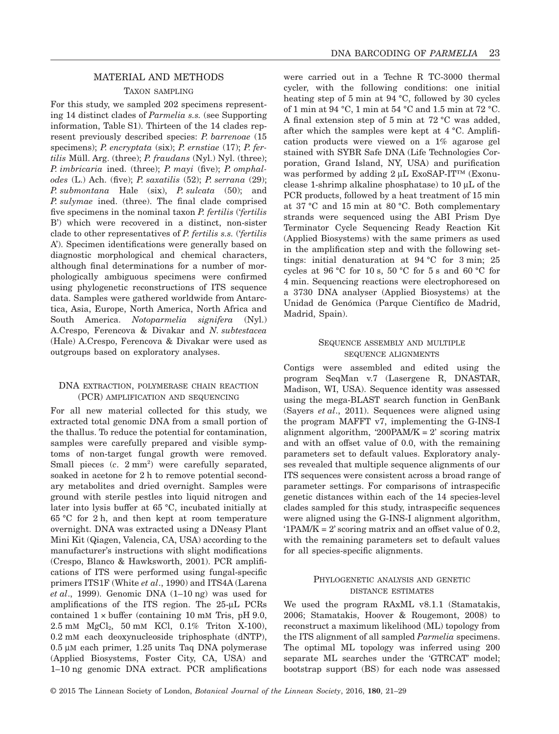## MATERIAL AND METHODS

### TAXON SAMPLING

For this study, we sampled 202 specimens representing 14 distinct clades of *Parmelia s.s.* (see Supporting information, Table S1). Thirteen of the 14 clades represent previously described species: *P. barrenoae* (15 specimens); *P. encryptata* (six); *P. ernstiae* (17); *P. fertilis* Müll. Arg. (three); *P. fraudans* (Nyl.) Nyl. (three); *P. imbricaria* ined. (three); *P. mayi* (five); *P. omphalodes* (L.) Ach. (five); *P. saxatilis* (52); *P. serrana* (29); *P. submontana* Hale (six), *P. sulcata* (50); and *P. sulymae* ined. (three). The final clade comprised five specimens in the nominal taxon *P. fertilis* ('*fertilis* B') which were recovered in a distinct, non-sister clade to other representatives of *P. fertilis s.s.* ('*fertilis* A'). Specimen identifications were generally based on diagnostic morphological and chemical characters, although final determinations for a number of morphologically ambiguous specimens were confirmed using phylogenetic reconstructions of ITS sequence data. Samples were gathered worldwide from Antarctica, Asia, Europe, North America, North Africa and South America. *Notoparmelia signifera* (Nyl.) A.Crespo, Ferencova & Divakar and *N. subtestacea* (Hale) A.Crespo, Ferencova & Divakar were used as outgroups based on exploratory analyses.

### DNA EXTRACTION, POLYMERASE CHAIN REACTION (PCR) AMPLIFICATION AND SEQUENCING

For all new material collected for this study, we extracted total genomic DNA from a small portion of the thallus. To reduce the potential for contamination, samples were carefully prepared and visible symptoms of non-target fungal growth were removed. Small pieces (*c.* 2 $mm^2$) were carefully separated, soaked in acetone for 2 h to remove potential secondary metabolites and dried overnight. Samples were ground with sterile pestles into liquid nitrogen and later into lysis buffer at 65 °C, incubated initially at 65 °C for 2 h, and then kept at room temperature overnight. DNA was extracted using a DNeasy Plant Mini Kit (Qiagen, Valencia, CA, USA) according to the manufacturer's instructions with slight modifications (Crespo, Blanco & Hawksworth, 2001). PCR amplifications of ITS were performed using fungal-specific primers ITS1F (White *et al*., 1990) and ITS4A (Larena *et al*., 1999). Genomic DNA (1–10 ng) was used for amplifications of the ITS region. The 25-μL PCRs contained 1 × buffer (containing 10 mM Tris, pH 9.0, 2.5 mM $MgCl_2$, 50 mM KCl, 0.1% Triton X-100), 0.2 mM each deoxynucleoside triphosphate (dNTP), 0.5 μM each primer, 1.25 units Taq DNA polymerase (Applied Biosystems, Foster City, CA, USA) and 1–10 ng genomic DNA extract. PCR amplifications were carried out in a Techne R TC-3000 thermal cycler, with the following conditions: one initial heating step of 5 min at 94 °C, followed by 30 cycles of 1 min at 94 °C, 1 min at 54 °C and 1.5 min at 72 °C. A final extension step of 5 min at 72 °C was added, after which the samples were kept at 4 °C. Amplification products were viewed on a 1% agarose gel stained with SYBR Safe DNA (Life Technologies Corporation, Grand Island, NY, USA) and purification was performed by adding 2 μL ExoSAP-IT™ (Exonuclease 1-shrimp alkaline phosphatase) to 10 μL of the PCR products, followed by a heat treatment of 15 min at 37 °C and 15 min at 80 °C. Both complementary strands were sequenced using the ABI Prism Dye Terminator Cycle Sequencing Ready Reaction Kit (Applied Biosystems) with the same primers as used in the amplification step and with the following settings: initial denaturation at 94 °C for 3 min; 25 cycles at 96 °C for 10 s, 50 °C for 5 s and 60 °C for 4 min. Sequencing reactions were electrophoresed on a 3730 DNA analyser (Applied Biosystems) at the Unidad de Genómica (Parque Científico de Madrid, Madrid, Spain).

### SEQUENCE ASSEMBLY AND MULTIPLE SEQUENCE ALIGNMENTS

Contigs were assembled and edited using the program SeqMan v.7 (Lasergene R, DNASTAR, Madison, WI, USA). Sequence identity was assessed using the mega-BLAST search function in GenBank (Sayers *et al*., 2011). Sequences were aligned using the program MAFFT v7, implementing the G-INS-I alignment algorithm, '200PAM/K = 2' scoring matrix and with an offset value of 0.0, with the remaining parameters set to default values. Exploratory analyses revealed that multiple sequence alignments of our ITS sequences were consistent across a broad range of parameter settings. For comparisons of intraspecific genetic distances within each of the 14 species-level clades sampled for this study, intraspecific sequences were aligned using the G-INS-I alignment algorithm, '1PAM/K = 2' scoring matrix and an offset value of 0.2, with the remaining parameters set to default values for all species-specific alignments.

### PHYLOGENETIC ANALYSIS AND GENETIC DISTANCE ESTIMATES

We used the program RAxML v8.1.1 (Stamatakis, 2006; Stamatakis, Hoover & Rougemont, 2008) to reconstruct a maximum likelihood (ML) topology from the ITS alignment of all sampled *Parmelia* specimens. The optimal ML topology was inferred using 200 separate ML searches under the 'GTRCAT' model; bootstrap support (BS) for each node was assessed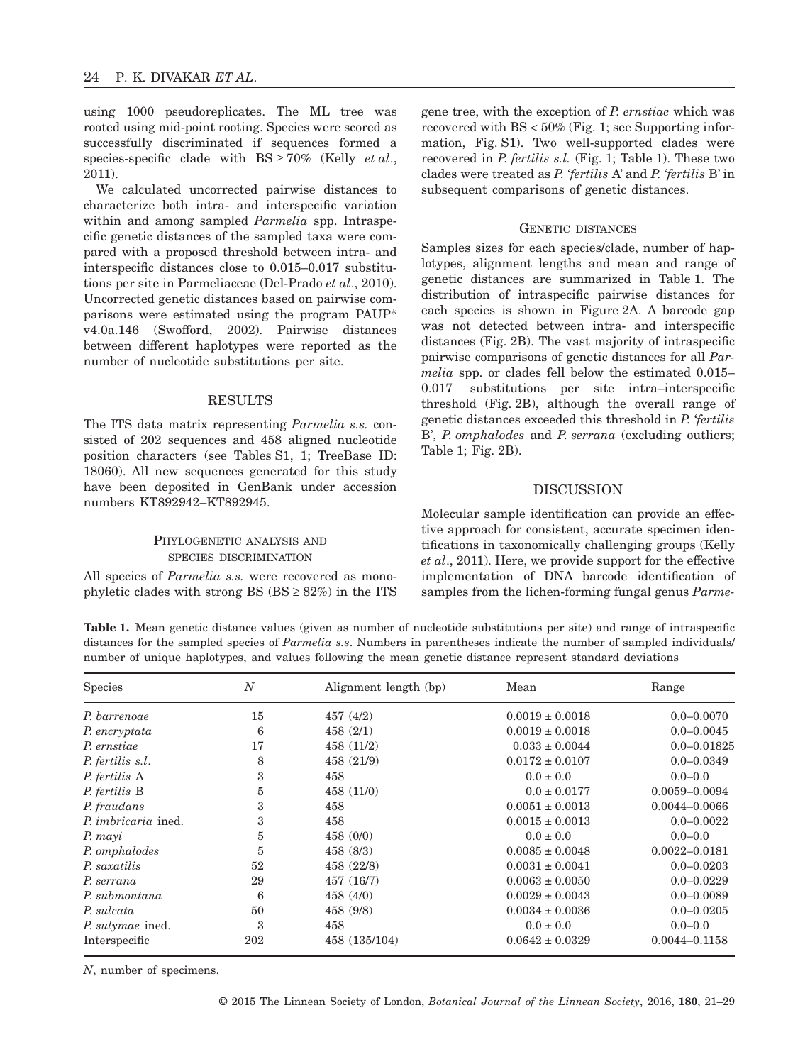using 1000 pseudoreplicates. The ML tree was rooted using mid-point rooting. Species were scored as successfully discriminated if sequences formed a species-specific clade with BS ≥ 70% (Kelly *et al*., 2011).

We calculated uncorrected pairwise distances to characterize both intra- and interspecific variation within and among sampled *Parmelia* spp. Intraspecific genetic distances of the sampled taxa were compared with a proposed threshold between intra- and interspecific distances close to 0.015–0.017 substitutions per site in Parmeliaceae (Del-Prado *et al*., 2010). Uncorrected genetic distances based on pairwise comparisons were estimated using the program PAUP* v4.0a.146 (Swofford, 2002). Pairwise distances between different haplotypes were reported as the number of nucleotide substitutions per site.

## RESULTS

The ITS data matrix representing *Parmelia s.s.* consisted of 202 sequences and 458 aligned nucleotide position characters (see Tables S1, 1; TreeBase ID: 18060). All new sequences generated for this study have been deposited in GenBank under accession numbers KT892942–KT892945.

### Phylogenetic analysis and species discrimination

All species of *Parmelia s.s.* were recovered as monophyletic clades with strong BS (BS ≥ 82%) in the ITS gene tree, with the exception of *P. ernstiae* which was recovered with BS < 50% (Fig. 1; see Supporting information, Fig. S1). Two well-supported clades were recovered in *P. fertilis s.l.* (Fig. 1; Table 1). These two clades were treated as *P.* '*fertilis* A' and *P.* '*fertilis* B' in subsequent comparisons of genetic distances.

### Genetic distances

Samples sizes for each species/clade, number of haplotypes, alignment lengths and mean and range of genetic distances are summarized in Table 1. The distribution of intraspecific pairwise distances for each species is shown in Figure 2A. A barcode gap was not detected between intra- and interspecific distances (Fig. 2B). The vast majority of intraspecific pairwise comparisons of genetic distances for all *Parmelia* spp. or clades fell below the estimated 0.015–0.017 substitutions per site intra–interspecific threshold (Fig. 2B), although the overall range of genetic distances exceeded this threshold in *P.* '*fertilis* B', *P. omphalodes* and *P. serrana* (excluding outliers; Table 1; Fig. 2B).

## DISCUSSION

Molecular sample identification can provide an effective approach for consistent, accurate specimen identifications in taxonomically challenging groups (Kelly *et al*., 2011). Here, we provide support for the effective implementation of DNA barcode identification of samples from the lichen-forming fungal genus *Parme-*

**Table 1.** Mean genetic distance values (given as number of nucleotide substitutions per site) and range of intraspecific distances for the sampled species of *Parmelia s.s*. Numbers in parentheses indicate the number of sampled individuals/number of unique haplotypes, and values following the mean genetic distance represent standard deviations

| Species | *N* | Alignment length (bp) | Mean | Range |
|---|---|---|---|---|
| *P. barrenoae* | 15 | 457 (4/2) | 0.0019 ± 0.0018 | 0.0–0.0070 |
| *P. encryptata* | 6 | 458 (2/1) | 0.0019 ± 0.0018 | 0.0–0.0045 |
| *P. ernstiae* | 17 | 458 (11/2) | 0.033 ± 0.0044 | 0.0–0.01825 |
| *P. fertilis s.l.* | 8 | 458 (21/9) | 0.0172 ± 0.0107 | 0.0–0.0349 |
| *P. fertilis* A | 3 | 458 | 0.0 ± 0.0 | 0.0–0.0 |
| *P. fertilis* B | 5 | 458 (11/0) | 0.0 ± 0.0177 | 0.0059–0.0094 |
| *P. fraudans* | 3 | 458 | 0.0051 ± 0.0013 | 0.0044–0.0066 |
| *P. imbricaria* ined. | 3 | 458 | 0.0015 ± 0.0013 | 0.0–0.0022 |
| *P. mayi* | 5 | 458 (0/0) | 0.0 ± 0.0 | 0.0–0.0 |
| *P. omphalodes* | 5 | 458 (8/3) | 0.0085 ± 0.0048 | 0.0022–0.0181 |
| *P. saxatilis* | 52 | 458 (22/8) | 0.0031 ± 0.0041 | 0.0–0.0203 |
| *P. serrana* | 29 | 457 (16/7) | 0.0063 ± 0.0050 | 0.0–0.0229 |
| *P. submontana* | 6 | 458 (4/0) | 0.0029 ± 0.0043 | 0.0–0.0089 |
| *P. sulcata* | 50 | 458 (9/8) | 0.0034 ± 0.0036 | 0.0–0.0205 |
| *P. sulymae* ined. | 3 | 458 | 0.0 ± 0.0 | 0.0–0.0 |
| Interspecific | 202 | 458 (135/104) | 0.0642 ± 0.0329 | 0.0044–0.1158 |

*N*, number of specimens.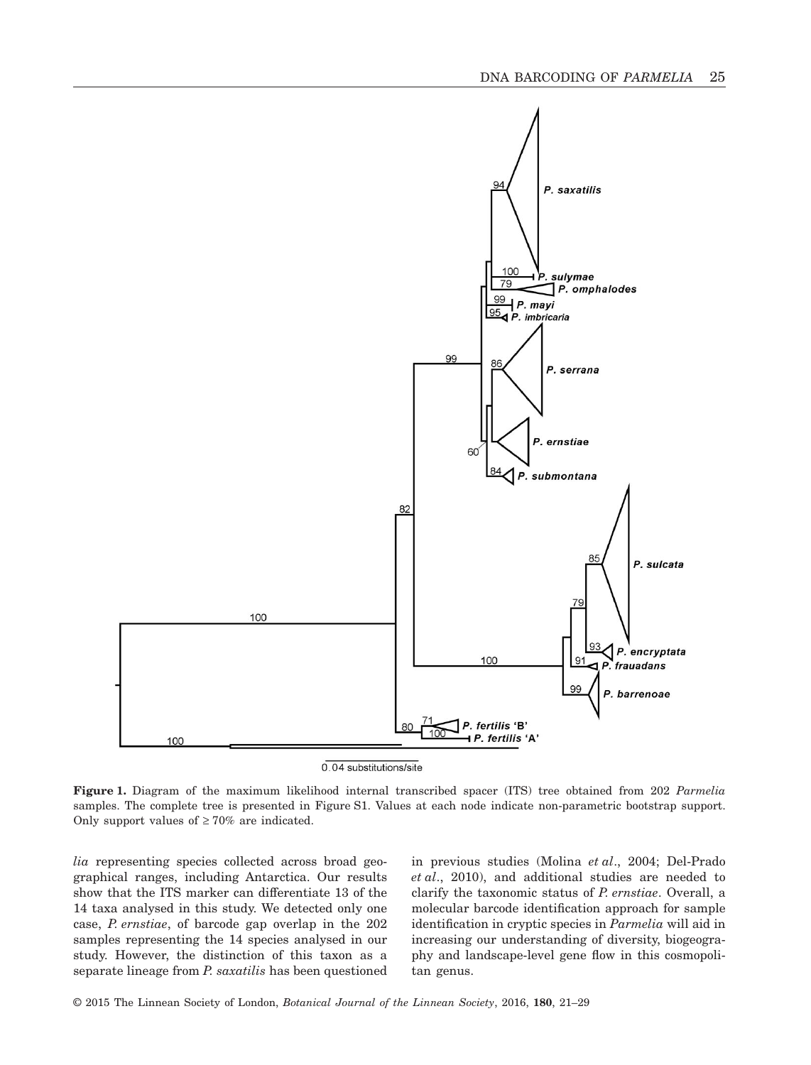**Figure 1.** Diagram of the maximum likelihood internal transcribed spacer (ITS) tree obtained from 202 *Parmelia* samples. The complete tree is presented in Figure S1. Values at each node indicate non-parametric bootstrap support. Only support values of ≥ 70% are indicated.

*lia* representing species collected across broad geographical ranges, including Antarctica. Our results show that the ITS marker can differentiate 13 of the 14 taxa analysed in this study. We detected only one case, *P. ernstiae*, of barcode gap overlap in the 202 samples representing the 14 species analysed in our study. However, the distinction of this taxon as a separate lineage from *P. saxatilis* has been questioned in previous studies (Molina *et al*., 2004; Del-Prado *et al*., 2010), and additional studies are needed to clarify the taxonomic status of *P. ernstiae*. Overall, a molecular barcode identification approach for sample identification in cryptic species in *Parmelia* will aid in increasing our understanding of diversity, biogeography and landscape-level gene flow in this cosmopolitan genus.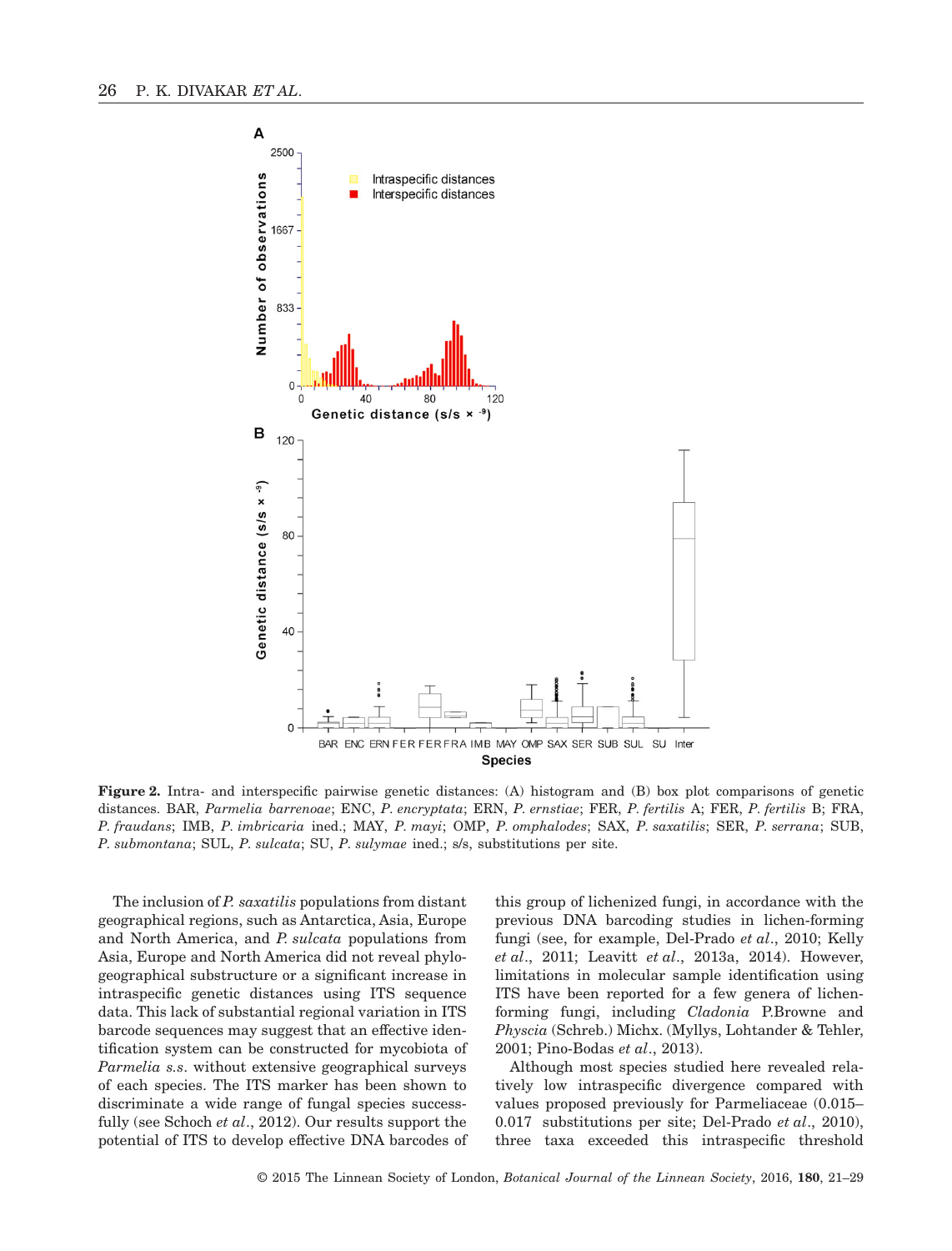**Figure 2.** Intra- and interspecific pairwise genetic distances: (A) histogram and (B) box plot comparisons of genetic distances. BAR, *Parmelia barrenoae*; ENC, *P. encryptata*; ERN, *P. ernstiae*; FER, *P. fertilis* A; FER, *P. fertilis* B; FRA, *P. fraudans*; IMB, *P. imbricaria* ined.; MAY, *P. mayi*; OMP, *P. omphalodes*; SAX, *P. saxatilis*; SER, *P. serrana*; SUB, *P. submontana*; SUL, *P. sulcata*; SU, *P. sulymae* ined.; s/s, substitutions per site.

The inclusion of *P. saxatilis* populations from distant geographical regions, such as Antarctica, Asia, Europe and North America, and *P. sulcata* populations from Asia, Europe and North America did not reveal phylogeographical substructure or a significant increase in intraspecific genetic distances using ITS sequence data. This lack of substantial regional variation in ITS barcode sequences may suggest that an effective identification system can be constructed for mycobiota of *Parmelia s.s.* without extensive geographical surveys of each species. The ITS marker has been shown to discriminate a wide range of fungal species successfully (see Schoch *et al*., 2012). Our results support the potential of ITS to develop effective DNA barcodes of this group of lichenized fungi, in accordance with the previous DNA barcoding studies in lichen-forming fungi (see, for example, Del-Prado *et al*., 2010; Kelly *et al*., 2011; Leavitt *et al*., 2013a, 2014). However, limitations in molecular sample identification using ITS have been reported for a few genera of lichen-forming fungi, including *Cladonia* P.Browne and *Physcia* (Schreb.) Michx. (Myllys, Lohtander & Tehler, 2001; Pino-Bodas *et al*., 2013).

Although most species studied here revealed relatively low intraspecific divergence compared with values proposed previously for Parmeliaceae (0.015–0.017 substitutions per site; Del-Prado *et al*., 2010), three taxa exceeded this intraspecific threshold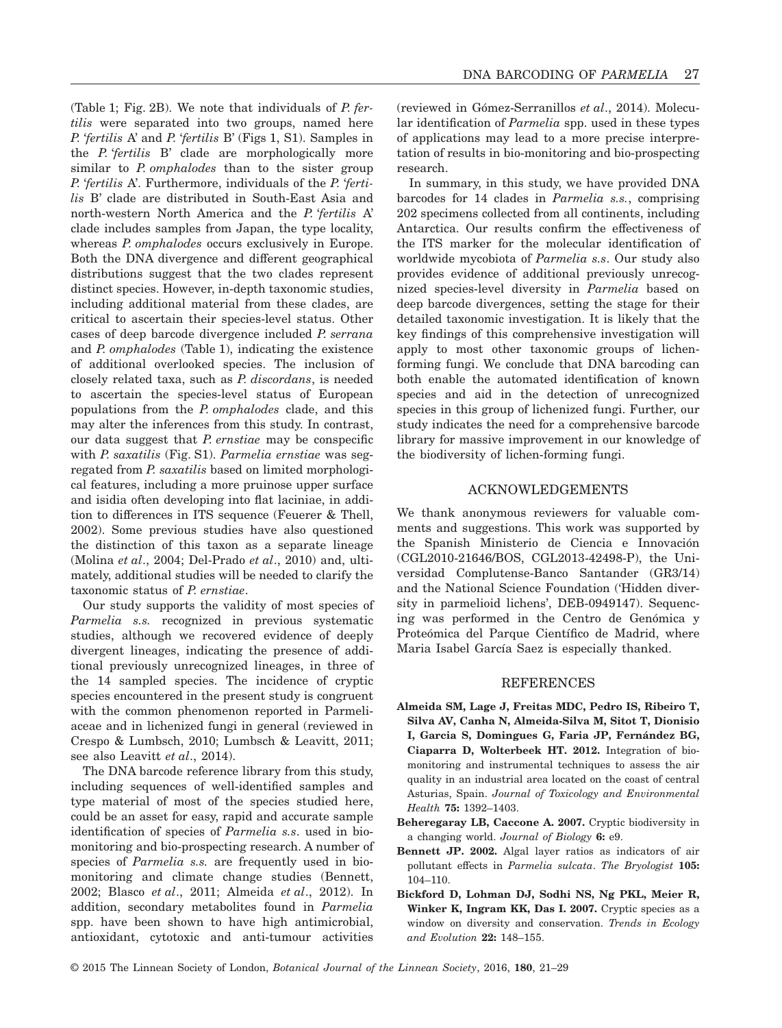(Table 1; Fig. 2B). We note that individuals of *P. fertilis* were separated into two groups, named here *P.* '*fertilis* A' and *P.* '*fertilis* B' (Figs 1, S1). Samples in the *P.* '*fertilis* B' clade are morphologically more similar to *P. omphalodes* than to the sister group *P.* '*fertilis* A'. Furthermore, individuals of the *P.* '*fertilis* B' clade are distributed in South-East Asia and north-western North America and the *P.* '*fertilis* A' clade includes samples from Japan, the type locality, whereas *P. omphalodes* occurs exclusively in Europe. Both the DNA divergence and different geographical distributions suggest that the two clades represent distinct species. However, in-depth taxonomic studies, including additional material from these clades, are critical to ascertain their species-level status. Other cases of deep barcode divergence included *P. serrana* and *P. omphalodes* (Table 1), indicating the existence of additional overlooked species. The inclusion of closely related taxa, such as *P. discordans*, is needed to ascertain the species-level status of European populations from the *P. omphalodes* clade, and this may alter the inferences from this study. In contrast, our data suggest that *P. ernstiae* may be conspecific with *P. saxatilis* (Fig. S1). *Parmelia ernstiae* was segregated from *P. saxatilis* based on limited morphological features, including a more pruinose upper surface and isidia often developing into flat laciniae, in addition to differences in ITS sequence (Feuerer & Thell, 2002). Some previous studies have also questioned the distinction of this taxon as a separate lineage (Molina *et al*., 2004; Del-Prado *et al*., 2010) and, ultimately, additional studies will be needed to clarify the taxonomic status of *P. ernstiae*.

Our study supports the validity of most species of *Parmelia s.s.* recognized in previous systematic studies, although we recovered evidence of deeply divergent lineages, indicating the presence of additional previously unrecognized lineages, in three of the 14 sampled species. The incidence of cryptic species encountered in the present study is congruent with the common phenomenon reported in Parmeliaceae and in lichenized fungi in general (reviewed in Crespo & Lumbsch, 2010; Lumbsch & Leavitt, 2011; see also Leavitt *et al*., 2014).

The DNA barcode reference library from this study, including sequences of well-identified samples and type material of most of the species studied here, could be an asset for easy, rapid and accurate sample identification of species of *Parmelia s.s*. used in bio-monitoring and bio-prospecting research. A number of species of *Parmelia s.s.* are frequently used in bio-monitoring and climate change studies (Bennett, 2002; Blasco *et al*., 2011; Almeida *et al*., 2012). In addition, secondary metabolites found in *Parmelia* spp. have been shown to have high antimicrobial, antioxidant, cytotoxic and anti-tumour activities (reviewed in Gómez-Serranillos *et al*., 2014). Molecular identification of *Parmelia* spp. used in these types of applications may lead to a more precise interpretation of results in bio-monitoring and bio-prospecting research.

In summary, in this study, we have provided DNA barcodes for 14 clades in *Parmelia s.s.*, comprising 202 specimens collected from all continents, including Antarctica. Our results confirm the effectiveness of the ITS marker for the molecular identification of worldwide mycobiota of *Parmelia s.s*. Our study also provides evidence of additional previously unrecognized species-level diversity in *Parmelia* based on deep barcode divergences, setting the stage for their detailed taxonomic investigation. It is likely that the key findings of this comprehensive investigation will apply to most other taxonomic groups of lichen-forming fungi. We conclude that DNA barcoding can both enable the automated identification of known species and aid in the detection of unrecognized species in this group of lichenized fungi. Further, our study indicates the need for a comprehensive barcode library for massive improvement in our knowledge of the biodiversity of lichen-forming fungi.

## ACKNOWLEDGEMENTS

We thank anonymous reviewers for valuable comments and suggestions. This work was supported by the Spanish Ministerio de Ciencia e Innovación (CGL2010-21646/BOS, CGL2013-42498-P), the Universidad Complutense-Banco Santander (GR3/14) and the National Science Foundation ('Hidden diversity in parmelioid lichens', DEB-0949147). Sequencing was performed in the Centro de Genómica y Proteómica del Parque Científico de Madrid, where Maria Isabel García Saez is especially thanked.

## REFERENCES

**Almeida SM, Lage J, Freitas MDC, Pedro IS, Ribeiro T, Silva AV, Canha N, Almeida-Silva M, Sitot T, Dionisio I, Garcia S, Domingues G, Faria JP, Fernández BG, Ciaparra D, Wolterbeek HT. 2012.** Integration of bio-monitoring and instrumental techniques to assess the air quality in an industrial area located on the coast of central Asturias, Spain. *Journal of Toxicology and Environmental Health* **75:** 1392–1403.

**Beheregaray LB, Caccone A. 2007.** Cryptic biodiversity in a changing world. *Journal of Biology* **6:** e9.

**Bennett JP. 2002.** Algal layer ratios as indicators of air pollutant effects in *Parmelia sulcata*. *The Bryologist* **105:** 104–110.

**Bickford D, Lohman DJ, Sodhi NS, Ng PKL, Meier R, Winker K, Ingram KK, Das I. 2007.** Cryptic species as a window on diversity and conservation. *Trends in Ecology and Evolution* **22:** 148–155.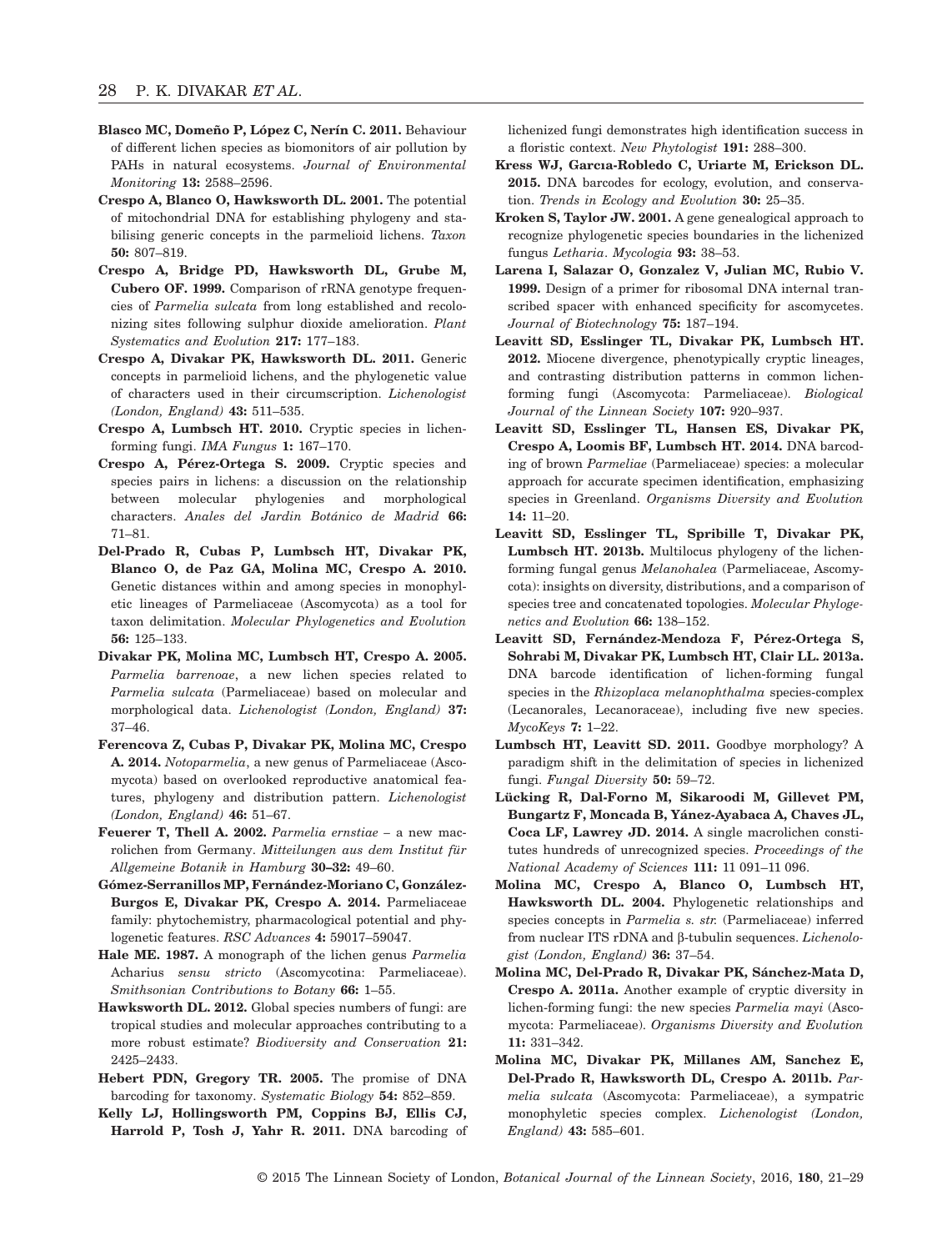**Blasco MC, Domeño P, López C, Nerín C. 2011.** Behaviour of different lichen species as biomonitors of air pollution by PAHs in natural ecosystems. *Journal of Environmental Monitoring* **13:** 2588–2596.

**Crespo A, Blanco O, Hawksworth DL. 2001.** The potential of mitochondrial DNA for establishing phylogeny and stabilising generic concepts in the parmelioid lichens. *Taxon* **50:** 807–819.

**Crespo A, Bridge PD, Hawksworth DL, Grube M, Cubero OF. 1999.** Comparison of rRNA genotype frequencies of *Parmelia sulcata* from long established and recolonizing sites following sulphur dioxide amelioration. *Plant Systematics and Evolution* **217:** 177–183.

**Crespo A, Divakar PK, Hawksworth DL. 2011.** Generic concepts in parmelioid lichens, and the phylogenetic value of characters used in their circumscription. *Lichenologist (London, England)* **43:** 511–535.

**Crespo A, Lumbsch HT. 2010.** Cryptic species in lichen-forming fungi. *IMA Fungus* **1:** 167–170.

**Crespo A, Pérez-Ortega S. 2009.** Cryptic species and species pairs in lichens: a discussion on the relationship between molecular phylogenies and morphological characters. *Anales del Jardin Botánico de Madrid* **66:** 71–81.

**Del-Prado R, Cubas P, Lumbsch HT, Divakar PK, Blanco O, de Paz GA, Molina MC, Crespo A. 2010.** Genetic distances within and among species in monophyletic lineages of Parmeliaceae (Ascomycota) as a tool for taxon delimitation. *Molecular Phylogenetics and Evolution* **56:** 125–133.

**Divakar PK, Molina MC, Lumbsch HT, Crespo A. 2005.** *Parmelia barrenoae*, a new lichen species related to *Parmelia sulcata* (Parmeliaceae) based on molecular and morphological data. *Lichenologist (London, England)* **37:** 37–46.

**Ferencova Z, Cubas P, Divakar PK, Molina MC, Crespo A. 2014.** *Notoparmelia*, a new genus of Parmeliaceae (Ascomycota) based on overlooked reproductive anatomical features, phylogeny and distribution pattern. *Lichenologist (London, England)* **46:** 51–67.

**Feuerer T, Thell A. 2002.** *Parmelia ernstiae* – a new macrolichen from Germany. *Mitteilungen aus dem Institut für Allgemeine Botanik in Hamburg* **30–32:** 49–60.

**Gómez-Serranillos MP, Fernández-Moriano C, González-Burgos E, Divakar PK, Crespo A. 2014.** Parmeliaceae family: phytochemistry, pharmacological potential and phylogenetic features. *RSC Advances* **4:** 59017–59047.

**Hale ME. 1987.** A monograph of the lichen genus *Parmelia* Acharius *sensu stricto* (Ascomycotina: Parmeliaceae). *Smithsonian Contributions to Botany* **66:** 1–55.

**Hawksworth DL. 2012.** Global species numbers of fungi: are tropical studies and molecular approaches contributing to a more robust estimate? *Biodiversity and Conservation* **21:** 2425–2433.

**Hebert PDN, Gregory TR. 2005.** The promise of DNA barcoding for taxonomy. *Systematic Biology* **54:** 852–859.

**Kelly LJ, Hollingsworth PM, Coppins BJ, Ellis CJ, Harrold P, Tosh J, Yahr R. 2011.** DNA barcoding of lichenized fungi demonstrates high identification success in a floristic context. *New Phytologist* **191:** 288–300.

**Kress WJ, Garcıa-Robledo C, Uriarte M, Erickson DL. 2015.** DNA barcodes for ecology, evolution, and conservation. *Trends in Ecology and Evolution* **30:** 25–35.

**Kroken S, Taylor JW. 2001.** A gene genealogical approach to recognize phylogenetic species boundaries in the lichenized fungus *Letharia*. *Mycologia* **93:** 38–53.

**Larena I, Salazar O, Gonzalez V, Julian MC, Rubio V. 1999.** Design of a primer for ribosomal DNA internal transcribed spacer with enhanced specificity for ascomycetes. *Journal of Biotechnology* **75:** 187–194.

**Leavitt SD, Esslinger TL, Divakar PK, Lumbsch HT. 2012.** Miocene divergence, phenotypically cryptic lineages, and contrasting distribution patterns in common lichen-forming fungi (Ascomycota: Parmeliaceae). *Biological Journal of the Linnean Society* **107:** 920–937.

**Leavitt SD, Esslinger TL, Hansen ES, Divakar PK, Crespo A, Loomis BF, Lumbsch HT. 2014.** DNA barcoding of brown *Parmeliae* (Parmeliaceae) species: a molecular approach for accurate specimen identification, emphasizing species in Greenland. *Organisms Diversity and Evolution* **14:** 11–20.

**Leavitt SD, Esslinger TL, Spribille T, Divakar PK, Lumbsch HT. 2013b.** Multilocus phylogeny of the lichen-forming fungal genus *Melanohalea* (Parmeliaceae, Ascomycota): insights on diversity, distributions, and a comparison of species tree and concatenated topologies. *Molecular Phylogenetics and Evolution* **66:** 138–152.

**Leavitt SD, Fernández-Mendoza F, Pérez-Ortega S, Sohrabi M, Divakar PK, Lumbsch HT, Clair LL. 2013a.** DNA barcode identification of lichen-forming fungal species in the *Rhizoplaca melanophthalma* species-complex (Lecanorales, Lecanoraceae), including five new species. *MycoKeys* **7:** 1–22.

**Lumbsch HT, Leavitt SD. 2011.** Goodbye morphology? A paradigm shift in the delimitation of species in lichenized fungi. *Fungal Diversity* **50:** 59–72.

**Lücking R, Dal-Forno M, Sikaroodi M, Gillevet PM, Bungartz F, Moncada B, Yánez-Ayabaca A, Chaves JL, Coca LF, Lawrey JD. 2014.** A single macrolichen constitutes hundreds of unrecognized species. *Proceedings of the National Academy of Sciences* **111:** 11 091–11 096.

**Molina MC, Crespo A, Blanco O, Lumbsch HT, Hawksworth DL. 2004.** Phylogenetic relationships and species concepts in *Parmelia s. str.* (Parmeliaceae) inferred from nuclear ITS rDNA and β-tubulin sequences. *Lichenologist (London, England)* **36:** 37–54.

**Molina MC, Del-Prado R, Divakar PK, Sánchez-Mata D, Crespo A. 2011a.** Another example of cryptic diversity in lichen-forming fungi: the new species *Parmelia mayi* (Ascomycota: Parmeliaceae). *Organisms Diversity and Evolution* **11:** 331–342.

**Molina MC, Divakar PK, Millanes AM, Sanchez E, Del-Prado R, Hawksworth DL, Crespo A. 2011b.** *Parmelia sulcata* (Ascomycota: Parmeliaceae), a sympatric monophyletic species complex. *Lichenologist (London, England)* **43:** 585–601.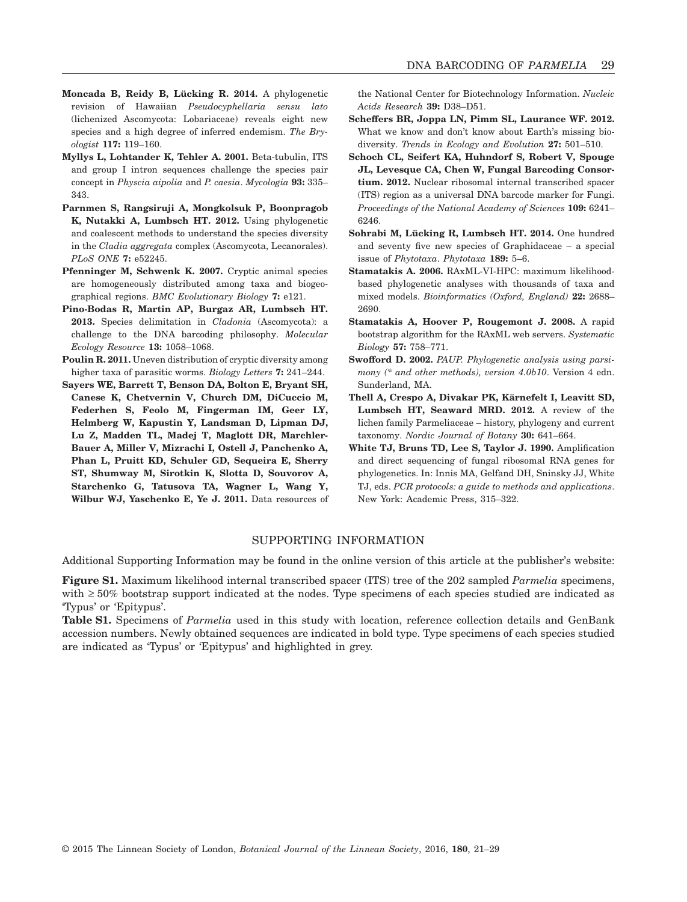**Moncada B, Reidy B, Lücking R. 2014.** A phylogenetic revision of Hawaiian *Pseudocyphellaria sensu lato* (lichenized Ascomycota: Lobariaceae) reveals eight new species and a high degree of inferred endemism. *The Bryologist* **117:** 119–160.

**Myllys L, Lohtander K, Tehler A. 2001.** Beta-tubulin, ITS and group I intron sequences challenge the species pair concept in *Physcia aipolia* and *P. caesia*. *Mycologia* **93:** 335–343.

**Parnmen S, Rangsiruji A, Mongkolsuk P, Boonpragob K, Nutakki A, Lumbsch HT. 2012.** Using phylogenetic and coalescent methods to understand the species diversity in the *Cladia aggregata* complex (Ascomycota, Lecanorales). *PLoS ONE* **7:** e52245.

**Pfenninger M, Schwenk K. 2007.** Cryptic animal species are homogeneously distributed among taxa and biogeographical regions. *BMC Evolutionary Biology* **7:** e121.

**Pino-Bodas R, Martin AP, Burgaz AR, Lumbsch HT. 2013.** Species delimitation in *Cladonia* (Ascomycota): a challenge to the DNA barcoding philosophy. *Molecular Ecology Resource* **13:** 1058–1068.

**Poulin R. 2011.** Uneven distribution of cryptic diversity among higher taxa of parasitic worms. *Biology Letters* **7:** 241–244.

**Sayers WE, Barrett T, Benson DA, Bolton E, Bryant SH, Canese K, Chetvernin V, Church DM, DiCuccio M, Federhen S, Feolo M, Fingerman IM, Geer LY, Helmberg W, Kapustin Y, Landsman D, Lipman DJ, Lu Z, Madden TL, Madej T, Maglott DR, Marchler-Bauer A, Miller V, Mizrachi I, Ostell J, Panchenko A, Phan L, Pruitt KD, Schuler GD, Sequeira E, Sherry ST, Shumway M, Sirotkin K, Slotta D, Souvorov A, Starchenko G, Tatusova TA, Wagner L, Wang Y, Wilbur WJ, Yaschenko E, Ye J. 2011.** Data resources of the National Center for Biotechnology Information. *Nucleic Acids Research* **39:** D38–D51.

**Scheffers BR, Joppa LN, Pimm SL, Laurance WF. 2012.** What we know and don't know about Earth's missing biodiversity. *Trends in Ecology and Evolution* **27:** 501–510.

**Schoch CL, Seifert KA, Huhndorf S, Robert V, Spouge JL, Levesque CA, Chen W, Fungal Barcoding Consortium. 2012.** Nuclear ribosomal internal transcribed spacer (ITS) region as a universal DNA barcode marker for Fungi. *Proceedings of the National Academy of Sciences* **109:** 6241–6246.

**Sohrabi M, Lücking R, Lumbsch HT. 2014.** One hundred and seventy five new species of Graphidaceae – a special issue of *Phytotaxa*. *Phytotaxa* **189:** 5–6.

**Stamatakis A. 2006.** RAxML-VI-HPC: maximum likelihood-based phylogenetic analyses with thousands of taxa and mixed models. *Bioinformatics (Oxford, England)* **22:** 2688–2690.

**Stamatakis A, Hoover P, Rougemont J. 2008.** A rapid bootstrap algorithm for the RAxML web servers. *Systematic Biology* **57:** 758–771.

**Swofford D. 2002.** *PAUP. Phylogenetic analysis using parsimony (* and other methods), version 4.0b10*. Version 4 edn. Sunderland, MA.

**Thell A, Crespo A, Divakar PK, Kärnefelt I, Leavitt SD, Lumbsch HT, Seaward MRD. 2012.** A review of the lichen family Parmeliaceae – history, phylogeny and current taxonomy. *Nordic Journal of Botany* **30:** 641–664.

**White TJ, Bruns TD, Lee S, Taylor J. 1990.** Amplification and direct sequencing of fungal ribosomal RNA genes for phylogenetics. In: Innis MA, Gelfand DH, Sninsky JJ, White TJ, eds. *PCR protocols: a guide to methods and applications*. New York: Academic Press, 315–322.

## SUPPORTING INFORMATION

Additional Supporting Information may be found in the online version of this article at the publisher's website:

**Figure S1.** Maximum likelihood internal transcribed spacer (ITS) tree of the 202 sampled *Parmelia* specimens, with ≥ 50% bootstrap support indicated at the nodes. Type specimens of each species studied are indicated as 'Typus' or 'Epitypus'.

**Table S1.** Specimens of *Parmelia* used in this study with location, reference collection details and GenBank accession numbers. Newly obtained sequences are indicated in bold type. Type specimens of each species studied are indicated as 'Typus' or 'Epitypus' and highlighted in grey.